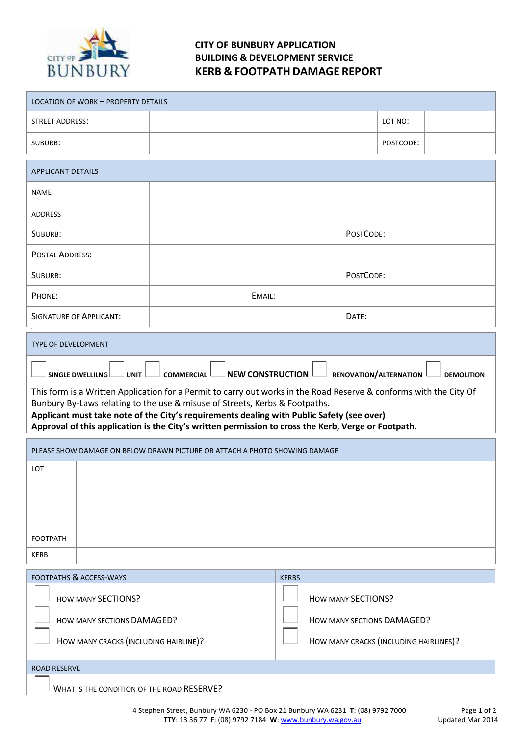# CITY OF BUNBURY APPLICATION
## BUILDING & DEVELOPMENT SERVICE
## KERB & FOOTPATH DAMAGE REPORT

| LOCATION OF WORK – PROPERTY DETAILS | | | |
|---|---|---|---|
| STREET ADDRESS: | | LOT NO: | |
| SUBURB: | | POSTCODE: | |

| APPLICANT DETAILS | | | |
|---|---|---|---|
| NAME | | | |
| ADDRESS | | | |
| SUBURB: | | POSTCODE: | |
| POSTAL ADDRESS: | | | |
| SUBURB: | | POSTCODE: | |
| PHONE: | | EMAIL: | |
| SIGNATURE OF APPLICANT: | | DATE: | |

**TYPE OF DEVELOPMENT**

☐ **SINGLE DWELLILNG** ☐ **UNIT** ☐ **COMMERCIAL** ☐ **NEW CONSTRUCTION** ☐ **RENOVATION/ALTERNATION** ☐ **DEMOLITION**

This form is a Written Application for a Permit to carry out works in the Road Reserve & conforms with the City Of Bunbury By-Laws relating to the use & misuse of Streets, Kerbs & Footpaths.
**Applicant must take note of the City's requirements dealing with Public Safety (see over)**
**Approval of this application is the City's written permission to cross the Kerb, Verge or Footpath.**

| PLEASE SHOW DAMAGE ON BELOW DRAWN PICTURE OR ATTACH A PHOTO SHOWING DAMAGE | |
|---|---|
| LOT | |
| FOOTPATH | |
| KERB | |

| FOOTPATHS & ACCESS-WAYS | KERBS |
|---|---|
| ☐ HOW MANY SECTIONS? | ☐ HOW MANY SECTIONS? |
| ☐ HOW MANY SECTIONS DAMAGED? | ☐ HOW MANY SECTIONS DAMAGED? |
| ☐ HOW MANY CRACKS (INCLUDING HAIRLINE)? | ☐ HOW MANY CRACKS (INCLUDING HAIRLINES)? |

| ROAD RESERVE | |
|---|---|
| ☐ WHAT IS THE CONDITION OF THE ROAD RESERVE? | |

4 Stephen Street, Bunbury WA 6230 - PO Box 21 Bunbury WA 6231 **T**: (08) 9792 7000
**TTY**: 13 36 77 **F**: (08) 9792 7184 **W**: www.bunbury.wa.gov.au

Updated Mar 2014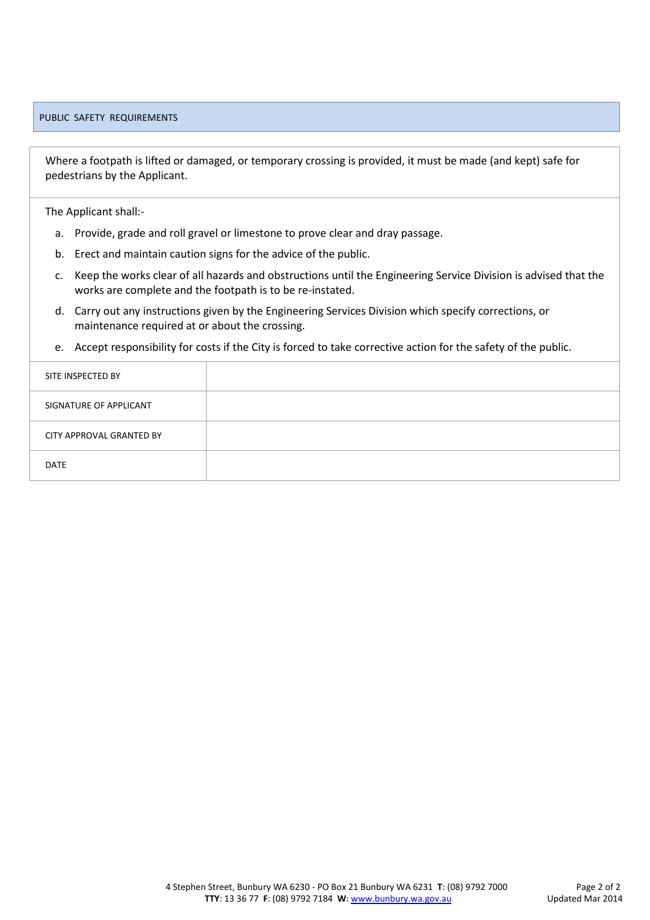## PUBLIC SAFETY REQUIREMENTS

Where a footpath is lifted or damaged, or temporary crossing is provided, it must be made (and kept) safe for pedestrians by the Applicant.

The Applicant shall:-

a. Provide, grade and roll gravel or limestone to prove clear and dray passage.
b. Erect and maintain caution signs for the advice of the public.
c. Keep the works clear of all hazards and obstructions until the Engineering Service Division is advised that the works are complete and the footpath is to be re-instated.
d. Carry out any instructions given by the Engineering Services Division which specify corrections, or maintenance required at or about the crossing.
e. Accept responsibility for costs if the City is forced to take corrective action for the safety of the public.

| | |
|---|---|
| SITE INSPECTED BY | |
| SIGNATURE OF APPLICANT | |
| CITY APPROVAL GRANTED BY | |
| DATE | |

4 Stephen Street, Bunbury WA 6230 - PO Box 21 Bunbury WA 6231 **T**: (08) 9792 7000
**TTY**: 13 36 77 **F**: (08) 9792 7184 **W**: www.bunbury.wa.gov.au

Updated Mar 2014